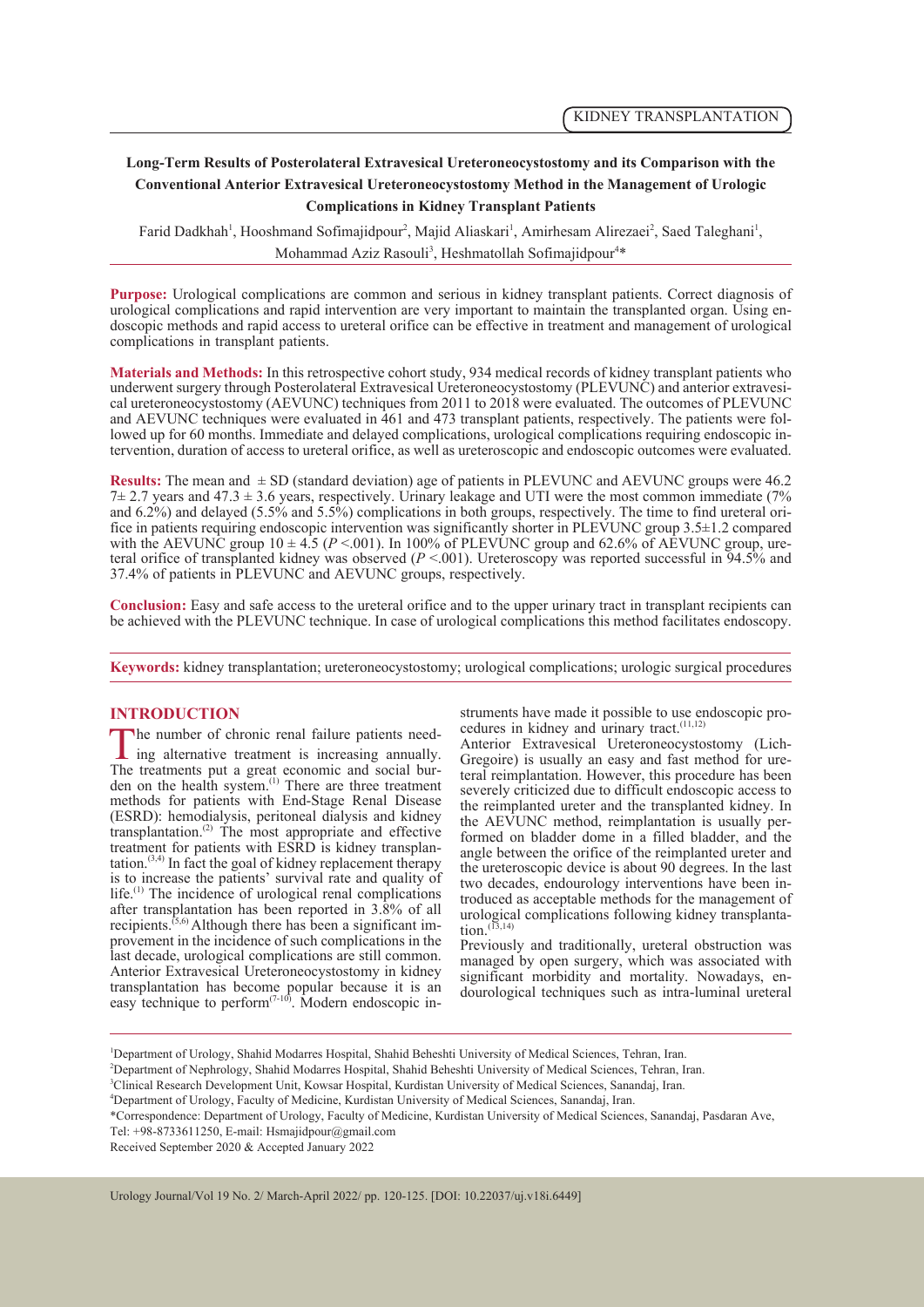KIDNEY TRANSPLANTATION

# Long-Term Results of Posterolateral Extravesical Ureteroneocystostomy and its Comparison with the Conventional Anterior Extravesical Ureteroneocystostomy Method in the Management of Urologic Complications in Kidney Transplant Patients

Farid Dadkhah[1], Hooshmand Sofimajidpour[2], Majid Aliaskari[1], Amirhesam Alirezaei[2], Saed Taleghani[1], Mohammad Aziz Rasouli[3], Heshmatollah Sofimajidpour[4]*

**Purpose:** Urological complications are common and serious in kidney transplant patients. Correct diagnosis of urological complications and rapid intervention are very important to maintain the transplanted organ. Using endoscopic methods and rapid access to ureteral orifice can be effective in treatment and management of urological complications in transplant patients.

**Materials and Methods:** In this retrospective cohort study, 934 medical records of kidney transplant patients who underwent surgery through Posterolateral Extravesical Ureteroneocystostomy (PLEVUNC) and anterior extravesical ureteroneocystostomy (AEVUNC) techniques from 2011 to 2018 were evaluated. The outcomes of PLEVUNC and AEVUNC techniques were evaluated in 461 and 473 transplant patients, respectively. The patients were followed up for 60 months. Immediate and delayed complications, urological complications requiring endoscopic intervention, duration of access to ureteral orifice, as well as ureteroscopic and endoscopic outcomes were evaluated.

**Results:** The mean and ± SD (standard deviation) age of patients in PLEVUNC and AEVUNC groups were 46.2 7± 2.7 years and 47.3 ± 3.6 years, respectively. Urinary leakage and UTI were the most common immediate (7% and 6.2%) and delayed (5.5% and 5.5%) complications in both groups, respectively. The time to find ureteral orifice in patients requiring endoscopic intervention was significantly shorter in PLEVUNC group 3.5±1.2 compared with the AEVUNC group 10 ± 4.5 ($P$ <.001). In 100% of PLEVUNC group and 62.6% of AEVUNC group, ureteral orifice of transplanted kidney was observed ($P$ <.001). Ureteroscopy was reported successful in 94.5% and 37.4% of patients in PLEVUNC and AEVUNC groups, respectively.

**Conclusion:** Easy and safe access to the ureteral orifice and to the upper urinary tract in transplant recipients can be achieved with the PLEVUNC technique. In case of urological complications this method facilitates endoscopy.

**Keywords:** kidney transplantation; ureteroneocystostomy; urological complications; urologic surgical procedures

## INTRODUCTION

The number of chronic renal failure patients needing alternative treatment is increasing annually. The treatments put a great economic and social burden on the health system.[1] There are three treatment methods for patients with End-Stage Renal Disease (ESRD): hemodialysis, peritoneal dialysis and kidney transplantation.[2] The most appropriate and effective treatment for patients with ESRD is kidney transplantation.[3,4] In fact the goal of kidney replacement therapy is to increase the patients' survival rate and quality of life.[1] The incidence of urological renal complications after transplantation has been reported in 3.8% of all recipients.[5,6] Although there has been a significant improvement in the incidence of such complications in the last decade, urological complications are still common. Anterior Extravesical Ureteroneocystostomy in kidney transplantation has become popular because it is an easy technique to perform[7-10]. Modern endoscopic instruments have made it possible to use endoscopic procedures in kidney and urinary tract.[11,12]

Anterior Extravesical Ureteroneocystostomy (Lich-Gregoire) is usually an easy and fast method for ureteral reimplantation. However, this procedure has been severely criticized due to difficult endoscopic access to the reimplanted ureter and the transplanted kidney. In the AEVUNC method, reimplantation is usually performed on bladder dome in a filled bladder, and the angle between the orifice of the reimplanted ureter and the ureteroscopic device is about 90 degrees. In the last two decades, endourology interventions have been introduced as acceptable methods for the management of urological complications following kidney transplantation.[13,14]

Previously and traditionally, ureteral obstruction was managed by open surgery, which was associated with significant morbidity and mortality. Nowadays, endourological techniques such as intra-luminal ureteral

[1]Department of Urology, Shahid Modarres Hospital, Shahid Beheshti University of Medical Sciences, Tehran, Iran.
[2]Department of Nephrology, Shahid Modarres Hospital, Shahid Beheshti University of Medical Sciences, Tehran, Iran.
[3]Clinical Research Development Unit, Kowsar Hospital, Kurdistan University of Medical Sciences, Sanandaj, Iran.
[4]Department of Urology, Faculty of Medicine, Kurdistan University of Medical Sciences, Sanandaj, Iran.
*Correspondence: Department of Urology, Faculty of Medicine, Kurdistan University of Medical Sciences, Sanandaj, Pasdaran Ave, Tel: +98-8733611250, E-mail: Hsmajidpour@gmail.com
Received September 2020 & Accepted January 2022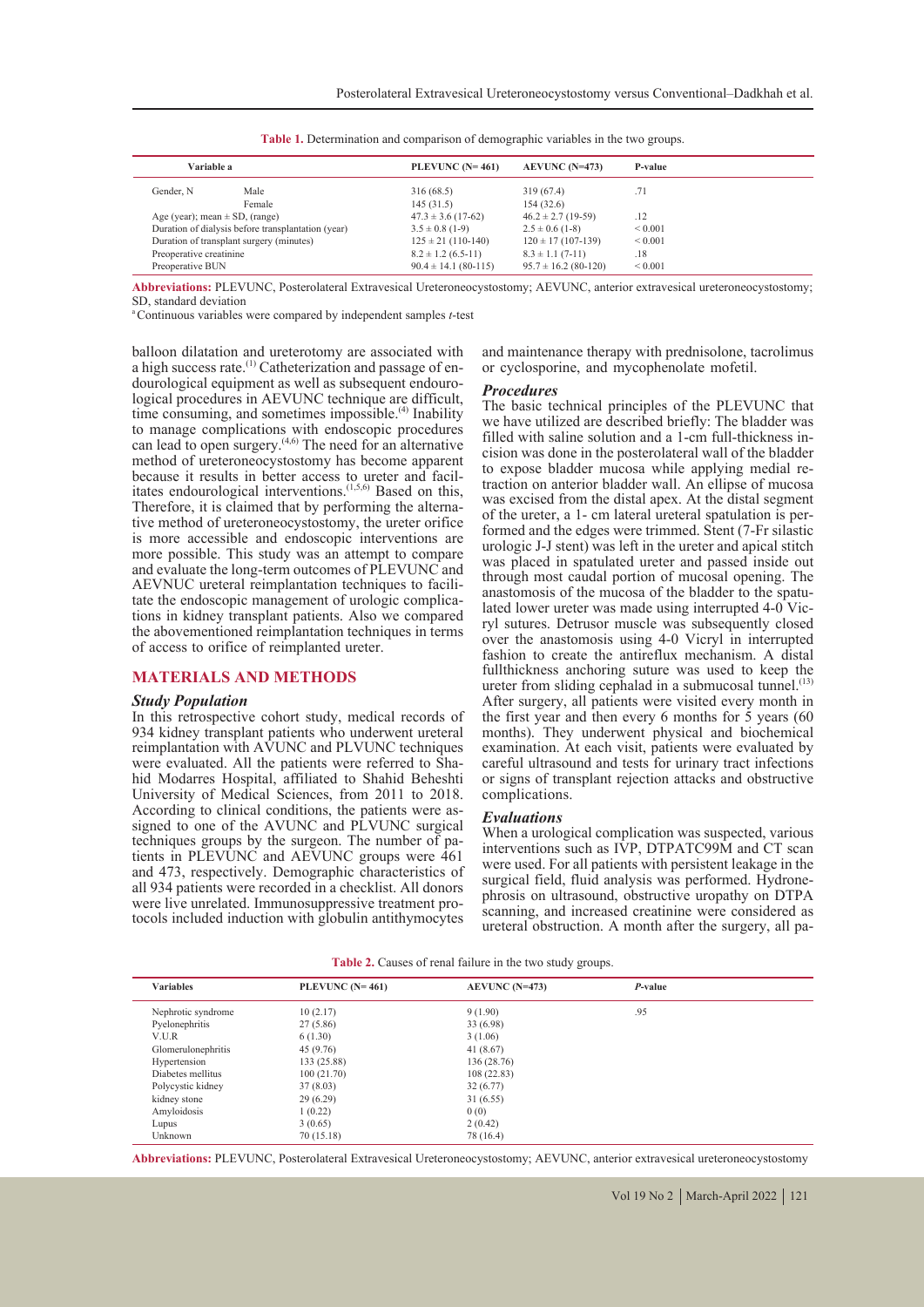**Table 1.** Determination and comparison of demographic variables in the two groups.

| Variable a | | PLEVUNC (N= 461) | AEVUNC (N=473) | P-value |
|---|---|---|---|---|
| Gender, N | Male | 316 (68.5) | 319 (67.4) | .71 |
| | Female | 145 (31.5) | 154 (32.6) | |
| Age (year); mean ± SD, (range) | | 47.3 ± 3.6 (17-62) | 46.2 ± 2.7 (19-59) | .12 |
| Duration of dialysis before transplantation (year) | | 3.5 ± 0.8 (1-9) | 2.5 ± 0.6 (1-8) | < 0.001 |
| Duration of transplant surgery (minutes) | | 125 ± 21 (110-140) | 120 ± 17 (107-139) | < 0.001 |
| Preoperative creatinine | | 8.2 ± 1.2 (6.5-11) | 8.3 ± 1.1 (7-11) | .18 |
| Preoperative BUN | | 90.4 ± 14.1 (80-115) | 95.7 ± 16.2 (80-120) | < 0.001 |

**Abbreviations:** PLEVUNC, Posterolateral Extravesical Ureteroneocystostomy; AEVUNC, anterior extravesical ureteroneocystostomy; SD, standard deviation

[a] Continuous variables were compared by independent samples *t*-test

balloon dilatation and ureterotomy are associated with a high success rate.[1] Catheterization and passage of endourological equipment as well as subsequent endourological procedures in AEVUNC technique are difficult, time consuming, and sometimes impossible.[4] Inability to manage complications with endoscopic procedures can lead to open surgery.[4,6] The need for an alternative method of ureteroneocystostomy has become apparent because it results in better access to ureter and facilitates endourological interventions.[1,5,6] Based on this, Therefore, it is claimed that by performing the alternative method of ureteroneocystostomy, the ureter orifice is more accessible and endoscopic interventions are more possible. This study was an attempt to compare and evaluate the long-term outcomes of PLEVUNC and AEVNUC ureteral reimplantation techniques to facilitate the endoscopic management of urologic complications in kidney transplant patients. Also we compared the abovementioned reimplantation techniques in terms of access to orifice of reimplanted ureter.

## MATERIALS AND METHODS

### Study Population

In this retrospective cohort study, medical records of 934 kidney transplant patients who underwent ureteral reimplantation with AVUNC and PLVUNC techniques were evaluated. All the patients were referred to Shahid Modarres Hospital, affiliated to Shahid Beheshti University of Medical Sciences, from 2011 to 2018. According to clinical conditions, the patients were assigned to one of the AVUNC and PLVUNC surgical techniques groups by the surgeon. The number of patients in PLEVUNC and AEVUNC groups were 461 and 473, respectively. Demographic characteristics of all 934 patients were recorded in a checklist. All donors were live unrelated. Immunosuppressive treatment protocols included induction with globulin antithymocytes and maintenance therapy with prednisolone, tacrolimus or cyclosporine, and mycophenolate mofetil.

### Procedures

The basic technical principles of the PLEVUNC that we have utilized are described briefly: The bladder was filled with saline solution and a 1-cm full-thickness incision was done in the posterolateral wall of the bladder to expose bladder mucosa while applying medial retraction on anterior bladder wall. An ellipse of mucosa was excised from the distal apex. At the distal segment of the ureter, a 1- cm lateral ureteral spatulation is performed and the edges were trimmed. Stent (7-Fr silastic urologic J-J stent) was left in the ureter and apical stitch was placed in spatulated ureter and passed inside out through most caudal portion of mucosal opening. The anastomosis of the mucosa of the bladder to the spatulated lower ureter was made using interrupted 4-0 Vicryl sutures. Detrusor muscle was subsequently closed over the anastomosis using 4-0 Vicryl in interrupted fashion to create the antireflux mechanism. A distal fullthickness anchoring suture was used to keep the ureter from sliding cephalad in a submucosal tunnel.[13] After surgery, all patients were visited every month in the first year and then every 6 months for 5 years (60 months). They underwent physical and biochemical examination. At each visit, patients were evaluated by careful ultrasound and tests for urinary tract infections or signs of transplant rejection attacks and obstructive complications.

### Evaluations

When a urological complication was suspected, various interventions such as IVP, DTPATC99M and CT scan were used. For all patients with persistent leakage in the surgical field, fluid analysis was performed. Hydronephrosis on ultrasound, obstructive uropathy on DTPA scanning, and increased creatinine were considered as ureteral obstruction. A month after the surgery, all pa-

**Table 2.** Causes of renal failure in the two study groups.

| Variables | PLEVUNC (N= 461) | AEVUNC (N=473) | *P*-value |
|---|---|---|---|
| Nephrotic syndrome | 10 (2.17) | 9 (1.90) | .95 |
| Pyelonephritis | 27 (5.86) | 33 (6.98) | |
| V.U.R | 6 (1.30) | 3 (1.06) | |
| Glomerulonephritis | 45 (9.76) | 41 (8.67) | |
| Hypertension | 133 (25.88) | 136 (28.76) | |
| Diabetes mellitus | 100 (21.70) | 108 (22.83) | |
| Polycystic kidney | 37 (8.03) | 32 (6.77) | |
| kidney stone | 29 (6.29) | 31 (6.55) | |
| Amyloidosis | 1 (0.22) | 0 (0) | |
| Lupus | 3 (0.65) | 2 (0.42) | |
| Unknown | 70 (15.18) | 78 (16.4) | |

**Abbreviations:** PLEVUNC, Posterolateral Extravesical Ureteroneocystostomy; AEVUNC, anterior extravesical ureteroneocystostomy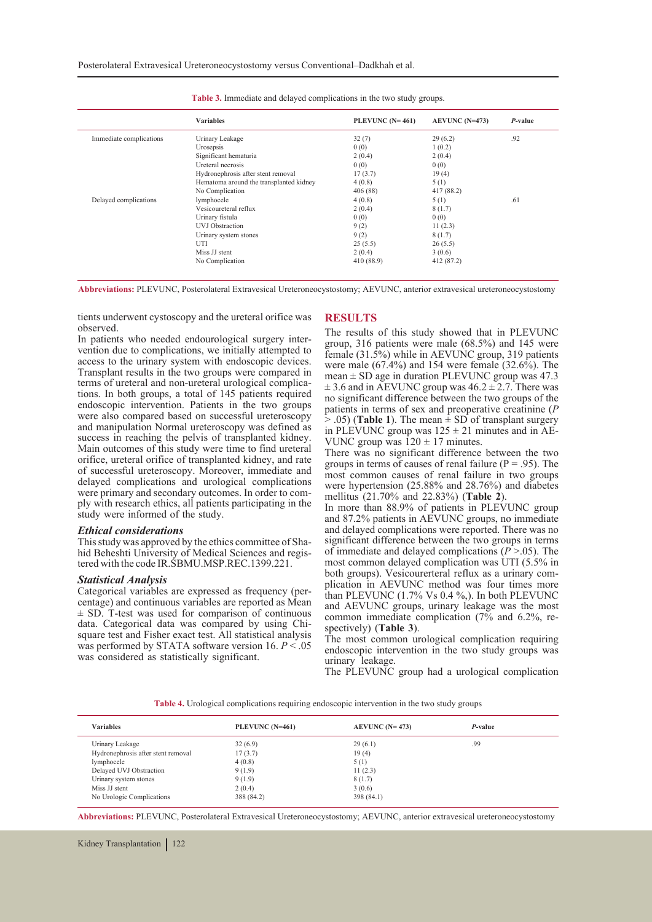**Table 3.** Immediate and delayed complications in the two study groups.

| | Variables | PLEVUNC (N= 461) | AEVUNC (N=473) | *P*-value |
|---|---|---|---|---|
| Immediate complications | Urinary Leakage | 32 (7) | 29 (6.2) | .92 |
| | Urosepsis | 0 (0) | 1 (0.2) | |
| | Significant hematuria | 2 (0.4) | 2 (0.4) | |
| | Ureteral necrosis | 0 (0) | 0 (0) | |
| | Hydronephrosis after stent removal | 17 (3.7) | 19 (4) | |
| | Hematoma around the transplanted kidney | 4 (0.8) | 5 (1) | |
| | No Complication | 406 (88) | 417 (88.2) | |
| Delayed complications | lymphocele | 4 (0.8) | 5 (1) | .61 |
| | Vesicoureteral reflux | 2 (0.4) | 8 (1.7) | |
| | Urinary fistula | 0 (0) | 0 (0) | |
| | UVJ Obstraction | 9 (2) | 11 (2.3) | |
| | Urinary system stones | 9 (2) | 8 (1.7) | |
| | UTI | 25 (5.5) | 26 (5.5) | |
| | Miss JJ stent | 2 (0.4) | 3 (0.6) | |
| | No Complication | 410 (88.9) | 412 (87.2) | |

**Abbreviations:** PLEVUNC, Posterolateral Extravesical Ureteroneocystostomy; AEVUNC, anterior extravesical ureteroneocystostomy

tients underwent cystoscopy and the ureteral orifice was observed.

In patients who needed endourological surgery intervention due to complications, we initially attempted to access to the urinary system with endoscopic devices. Transplant results in the two groups were compared in terms of ureteral and non-ureteral urological complications. In both groups, a total of 145 patients required endoscopic intervention. Patients in the two groups were also compared based on successful ureteroscopy and manipulation Normal ureteroscopy was defined as success in reaching the pelvis of transplanted kidney. Main outcomes of this study were time to find ureteral orifice, ureteral orifice of transplanted kidney, and rate of successful ureteroscopy. Moreover, immediate and delayed complications and urological complications were primary and secondary outcomes. In order to comply with research ethics, all patients participating in the study were informed of the study.

### *Ethical considerations*

This study was approved by the ethics committee of Shahid Beheshti University of Medical Sciences and registered with the code IR.SBMU.MSP.REC.1399.221.

### *Statistical Analysis*

Categorical variables are expressed as frequency (percentage) and continuous variables are reported as Mean ± SD. T-test was used for comparison of continuous data. Categorical data was compared by using Chi-square test and Fisher exact test. All statistical analysis was performed by STATA software version 16. $P < .05$ was considered as statistically significant.

## RESULTS

The results of this study showed that in PLEVUNC group, 316 patients were male (68.5%) and 145 were female (31.5%) while in AEVUNC group, 319 patients were male (67.4%) and 154 were female (32.6%). The mean ± SD age in duration PLEVUNC group was 47.3 ± 3.6 and in AEVUNC group was 46.2 ± 2.7. There was no significant difference between the two groups of the patients in terms of sex and preoperative creatinine ($P > .05$) (**Table 1**). The mean ± SD of transplant surgery in PLEVUNC group was 125 ± 21 minutes and in AEVUNC group was 120 ± 17 minutes.

There was no significant difference between the two groups in terms of causes of renal failure (P = .95). The most common causes of renal failure in two groups were hypertension (25.88% and 28.76%) and diabetes mellitus (21.70% and 22.83%) (**Table 2**).

In more than 88.9% of patients in PLEVUNC group and 87.2% patients in AEVUNC groups, no immediate and delayed complications were reported. There was no significant difference between the two groups in terms of immediate and delayed complications ($P > .05$). The most common delayed complication was UTI (5.5% in both groups). Vesicoureteral reflux as a urinary complication in AEVUNC method was four times more than PLEVUNC (1.7% Vs 0.4 %,). In both PLEVUNC and AEVUNC groups, urinary leakage was the most common immediate complication (7% and 6.2%, respectively) (**Table 3**).

The most common urological complication requiring endoscopic intervention in the two study groups was urinary leakage.

The PLEVUNC group had a urological complication

**Table 4.** Urological complications requiring endoscopic intervention in the two study groups

| Variables | PLEVUNC (N=461) | AEVUNC (N= 473) | *P*-value |
|---|---|---|---|
| Urinary Leakage | 32 (6.9) | 29 (6.1) | .99 |
| Hydronephrosis after stent removal | 17 (3.7) | 19 (4) | |
| lymphocele | 4 (0.8) | 5 (1) | |
| Delayed UVJ Obstraction | 9 (1.9) | 11 (2.3) | |
| Urinary system stones | 9 (1.9) | 8 (1.7) | |
| Miss JJ stent | 2 (0.4) | 3 (0.6) | |
| No Urologic Complications | 388 (84.2) | 398 (84.1) | |

**Abbreviations:** PLEVUNC, Posterolateral Extravesical Ureteroneocystostomy; AEVUNC, anterior extravesical ureteroneocystostomy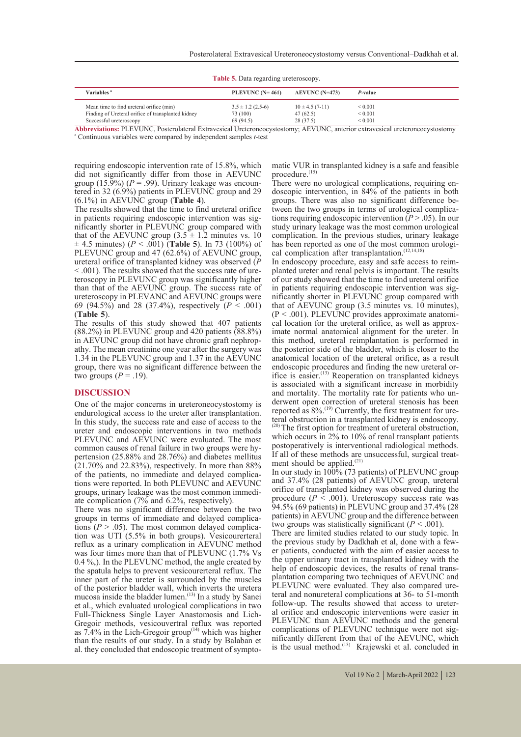**Table 5.** Data regarding ureteroscopy.

| Variables [a] | PLEVUNC (N= 461) | AEVUNC (N=473) | *P*-value |
|---|---|---|---|
| Mean time to find ureteral orifice (min) | 3.5 ± 1.2 (2.5-6) | 10 ± 4.5 (7-11) | < 0.001 |
| Finding of Ureteral orifice of transplanted kidney | 73 (100) | 47 (62.5) | < 0.001 |
| Successful ureteroscopy | 69 (94.5) | 28 (37.5) | < 0.001 |

**Abbreviations:** PLEVUNC, Posterolateral Extravesical Ureteroneocystostomy; AEVUNC, anterior extravesical ureteroneocystostomy
[a] Continuous variables were compared by independent samples *t*-test

requiring endoscopic intervention rate of 15.8%, which did not significantly differ from those in AEVUNC group (15.9%) ($P$ = .99). Urinary leakage was encountered in 32 (6.9%) patients in PLEVUNC group and 29 (6.1%) in AEVUNC group (**Table 4**).

The results showed that the time to find ureteral orifice in patients requiring endoscopic intervention was significantly shorter in PLEVUNC group compared with that of the AEVUNC group (3.5 ± 1.2 minutes vs. 10 ± 4.5 minutes) ($P$ < .001) (**Table 5**). In 73 (100%) of PLEVUNC group and 47 (62.6%) of AEVUNC group, ureteral orifice of transplanted kidney was observed ($P$ < .001). The results showed that the success rate of ureteroscopy in PLEVUNC group was significantly higher than that of the AEVUNC group. The success rate of ureteroscopy in PLEVANC and AEVUNC groups were 69 (94.5%) and 28 (37.4%), respectively ($P$ < .001) (**Table 5**).

The results of this study showed that 407 patients (88.2%) in PLEVUNC group and 420 patients (88.8%) in AEVUNC group did not have chronic graft nephropathy. The mean creatinine one year after the surgery was 1.34 in the PLEVUNC group and 1.37 in the AEVUNC group, there was no significant difference between the two groups ($P$ = .19).

## DISCUSSION

One of the major concerns in ureteroneocystostomy is endurological access to the ureter after transplantation. In this study, the success rate and ease of access to the ureter and endoscopic interventions in two methods PLEVUNC and AEVUNC were evaluated. The most common causes of renal failure in two groups were hypertension (25.88% and 28.76%) and diabetes mellitus (21.70% and 22.83%), respectively. In more than 88% of the patients, no immediate and delayed complications were reported. In both PLEVUNC and AEVUNC groups, urinary leakage was the most common immediate complication (7% and 6.2%, respectively).

There was no significant difference between the two groups in terms of immediate and delayed complications ($P$ > .05). The most common delayed complication was UTI (5.5% in both groups). Vesicourerteral reflux as a urinary complication in AEVUNC method was four times more than that of PLEVUNC (1.7% Vs 0.4 %,). In the PLEVUNC method, the angle created by the spatula helps to prevent vesicourerteral reflux. The inner part of the ureter is surrounded by the muscles of the posterior bladder wall, which inverts the uretera mucosa inside the bladder lumen.[13] In a study by Sanei et al., which evaluated urological complications in two Full-Thickness Single Layer Anastomosis and Lich-Gregoir methods, vesicouvertral reflux was reported as 7.4% in the Lich-Gregoir group[14] which was higher than the results of our study. In a study by Balaban et al. they concluded that endoscopic treatment of symptomatic VUR in transplanted kidney is a safe and feasible procedure.[15]

There were no urological complications, requiring endoscopic intervention, in 84% of the patients in both groups. There was also no significant difference between the two groups in terms of urological complications requiring endoscopic intervention ($P$ > .05). In our study urinary leakage was the most common urological complication. In the previous studies, urinary leakage has been reported as one of the most common urological complication after transplantation.[12,14,18]

In endoscopy procedure, easy and safe access to reimplanted ureter and renal pelvis is important. The results of our study showed that the time to find ureteral orifice in patients requiring endoscopic intervention was significantly shorter in PLEVUNC group compared with that of AEVUNC group (3.5 minutes vs. 10 minutes), (P < .001). PLEVUNC provides approximate anatomical location for the ureteral orifice, as well as approximate normal anatomical alignment for the ureter. In this method, ureteral reimplantation is performed in the posterior side of the bladder, which is closer to the anatomical location of the ureteral orifice, as a result endoscopic procedures and finding the new ureteral orifice is easier.[13] Reoperation on transplanted kidneys is associated with a significant increase in morbidity and mortality. The mortality rate for patients who underwent open correction of ureteral stenosis has been reported as 8%.[19] Currently, the first treatment for ureteral obstruction in a transplanted kidney is endoscopy.[20] The first option for treatment of ureteral obstruction, which occurs in 2% to 10% of renal transplant patients postoperatively is interventional radiological methods. If all of these methods are unsuccessful, surgical treatment should be applied.[21]

In our study in 100% (73 patients) of PLEVUNC group and 37.4% (28 patients) of AEVUNC group, ureteral orifice of transplanted kidney was observed during the procedure ($P$ < .001). Ureteroscopy success rate was 94.5% (69 patients) in PLEVUNC group and 37.4% (28 patients) in AEVUNC group and the difference between two groups was statistically significant ($P$ < .001).

There are limited studies related to our study topic. In the previous study by Dadkhah et al, done with a fewer patients, conducted with the aim of easier access to the upper urinary tract in transplanted kidney with the help of endoscopic devices, the results of renal transplantation comparing two techniques of AEVUNC and PLEVUNC were evaluated. They also compared ureteral and nonureteral complications at 36- to 51-month follow-up. The results showed that access to ureteral orifice and endoscopic interventions were easier in PLEVUNC than AEVUNC methods and the general complications of PLEVUNC technique were not significantly different from that of the AEVUNC, which is the usual method.[13] Krajewski et al. concluded in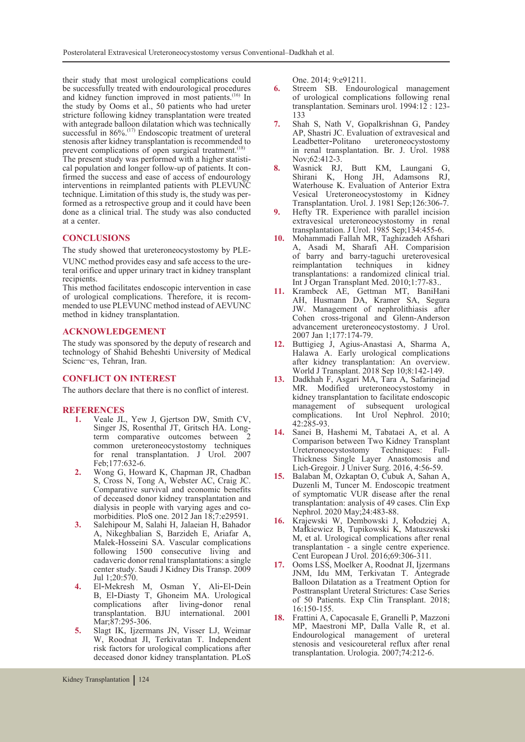their study that most urological complications could be successfully treated with endourological procedures and kidney function improved in most patients.[16] In the study by Ooms et al., 50 patients who had ureter stricture following kidney transplantation were treated with antegrade balloon dilatation which was technically successful in 86%.[17] Endoscopic treatment of ureteral stenosis after kidney transplantation is recommended to prevent complications of open surgical treatment.[18]

The present study was performed with a higher statistical population and longer follow-up of patients. It confirmed the success and ease of access of endourology interventions in reimplanted patients with PLEVUNC technique. Limitation of this study is, the study was performed as a retrospective group and it could have been done as a clinical trial. The study was also conducted at a center.

## CONCLUSIONS

The study showed that ureteroneocystostomy by PLEVUNC method provides easy and safe access to the ureteral orifice and upper urinary tract in kidney transplant recipients.

This method facilitates endoscopic intervention in case of urological complications. Therefore, it is recommended to use PLEVUNC method instead of AEVUNC method in kidney transplantation.

## ACKNOWLEDGEMENT

The study was sponsored by the deputy of research and technology of Shahid Beheshti University of Medical Scienc¬es, Tehran, Iran.

## CONFLICT ON INTEREST

The authors declare that there is no conflict of interest.

## REFERENCES

1. Veale JL, Yew J, Gjertson DW, Smith CV, Singer JS, Rosenthal JT, Gritsch HA. Long-term comparative outcomes between 2 common ureteroneocystostomy techniques for renal transplantation. J Urol. 2007 Feb;177:632-6.
2. Wong G, Howard K, Chapman JR, Chadban S, Cross N, Tong A, Webster AC, Craig JC. Comparative survival and economic benefits of deceased donor kidney transplantation and dialysis in people with varying ages and co-morbidities. PloS one. 2012 Jan 18;7:e29591.
3. Salehipour M, Salahi H, Jalaeian H, Bahador A, Nikeghbalian S, Barzideh E, Ariafar A, Malek-Hosseini SA. Vascular complications following 1500 consecutive living and cadaveric donor renal transplantations: a single center study. Saudi J Kidney Dis Transp. 2009 Jul 1;20:570.
4. El-Mekresh M, Osman Y, Ali-El-Dein B, El-Diasty T, Ghoneim MA. Urological complications after living-donor renal transplantation. BJU international. 2001 Mar;87:295-306.
5. Slagt IK, Ijzermans JN, Visser LJ, Weimar W, Roodnat JI, Terkivatan T. Independent risk factors for urological complications after deceased donor kidney transplantation. PLoS One. 2014; 9:e91211.
6. Streem SB. Endourological management of urological complications following renal transplantation. Seminars urol. 1994:12 : 123-133
7. Shah S, Nath V, Gopalkrishnan G, Pandey AP, Shastri JC. Evaluation of extravesical and Leadbetter-Politano ureteroneocystostomy in renal transplantation. Br. J. Urol. 1988 Nov;62:412-3.
8. Wasnick RJ, Butt KM, Laungani G, Shirani K, Hong JH, Adamsons RJ, Waterhouse K. Evaluation of Anterior Extra Vesical Ureteroneocystostomy in Kidney Transplantation. Urol. J. 1981 Sep;126:306-7.
9. Hefty TR. Experience with parallel incision extravesical ureteroneocystostomy in renal transplantation. J Urol. 1985 Sep;134:455-6.
10. Mohammadi Fallah MR, Taghizadeh Afshari A, Asadi M, Sharafi AH. Comparision of barry and barry-taguchi ureterovesical reimplantation techniques in kidney transplantations: a randomized clinical trial. Int J Organ Transplant Med. 2010;1:77-83..
11. Krambeck AE, Gettman MT, BaniHani AH, Husmann DA, Kramer SA, Segura JW. Management of nephrolithiasis after Cohen cross-trigonal and Glenn-Anderson advancement ureteroneocystostomy. J Urol. 2007 Jan 1;177:174-79.
12. Buttigieg J, Agius-Anastasi A, Sharma A, Halawa A. Early urological complications after kidney transplantation: An overview. World J Transplant. 2018 Sep 10;8:142-149.
13. Dadkhah F, Asgari MA, Tara A, Safarinejad MR. Modified ureteroneocystostomy in kidney transplantation to facilitate endoscopic management of subsequent urological complications. Int Urol Nephrol. 2010; 42:285-93.
14. Sanei B, Hashemi M, Tabataei A, et al. A Comparison between Two Kidney Transplant Ureteroneocystostomy Techniques: Full-Thickness Single Layer Anastomosis and Lich-Gregoir. J Univer Surg. 2016, 4:56-59.
15. Balaban M, Ozkaptan O, Cubuk A, Sahan A, Duzenli M, Tuncer M. Endoscopic treatment of symptomatic VUR disease after the renal transplantation: analysis of 49 cases. Clin Exp Nephrol. 2020 May;24:483-88.
16. Krajewski W, Dembowski J, Kołodziej A, Małkiewicz B, Tupikowski K, Matuszewski M, et al. Urological complications after renal transplantation - a single centre experience. Cent European J Urol. 2016;69:306-311.
17. Ooms LSS, Moelker A, Roodnat JI, Ijzermans JNM, Idu MM, Terkivatan T. Antegrade Balloon Dilatation as a Treatment Option for Posttransplant Ureteral Strictures: Case Series of 50 Patients. Exp Clin Transplant. 2018; 16:150-155.
18. Frattini A, Capocasale E, Granelli P, Mazzoni MP, Maestroni MP, Dalla Valle R, et al. Endourological management of ureteral stenosis and vesicoureteral reflux after renal transplantation. Urologia. 2007;74:212-6.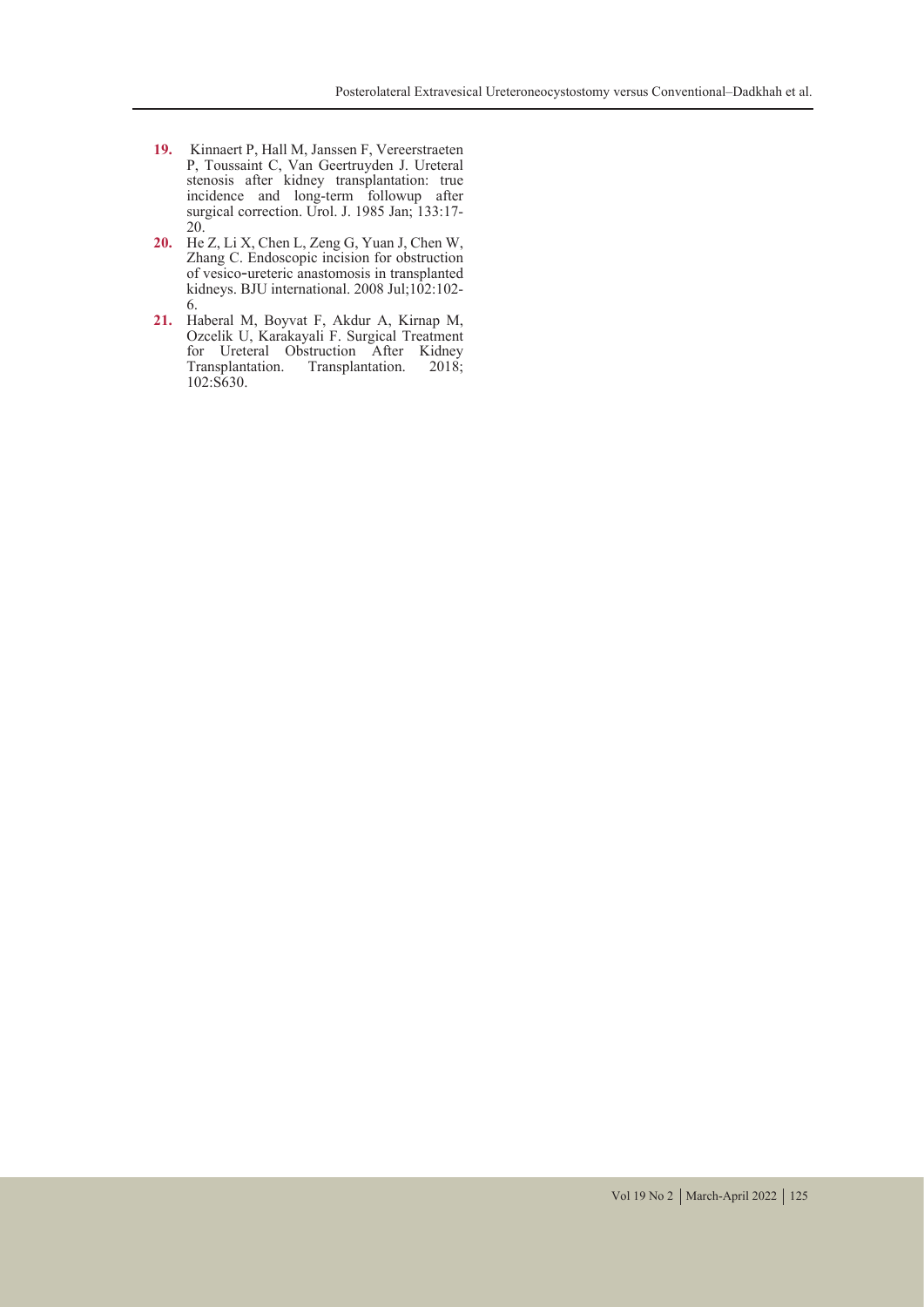19. Kinnaert P, Hall M, Janssen F, Vereerstraeten P, Toussaint C, Van Geertruyden J. Ureteral stenosis after kidney transplantation: true incidence and long-term followup after surgical correction. Urol. J. 1985 Jan; 133:17-20.
20. He Z, Li X, Chen L, Zeng G, Yuan J, Chen W, Zhang C. Endoscopic incision for obstruction of vesico-ureteric anastomosis in transplanted kidneys. BJU international. 2008 Jul;102:102-6.
21. Haberal M, Boyvat F, Akdur A, Kirnap M, Ozcelik U, Karakayali F. Surgical Treatment for Ureteral Obstruction After Kidney Transplantation. Transplantation. 2018; 102:S630.